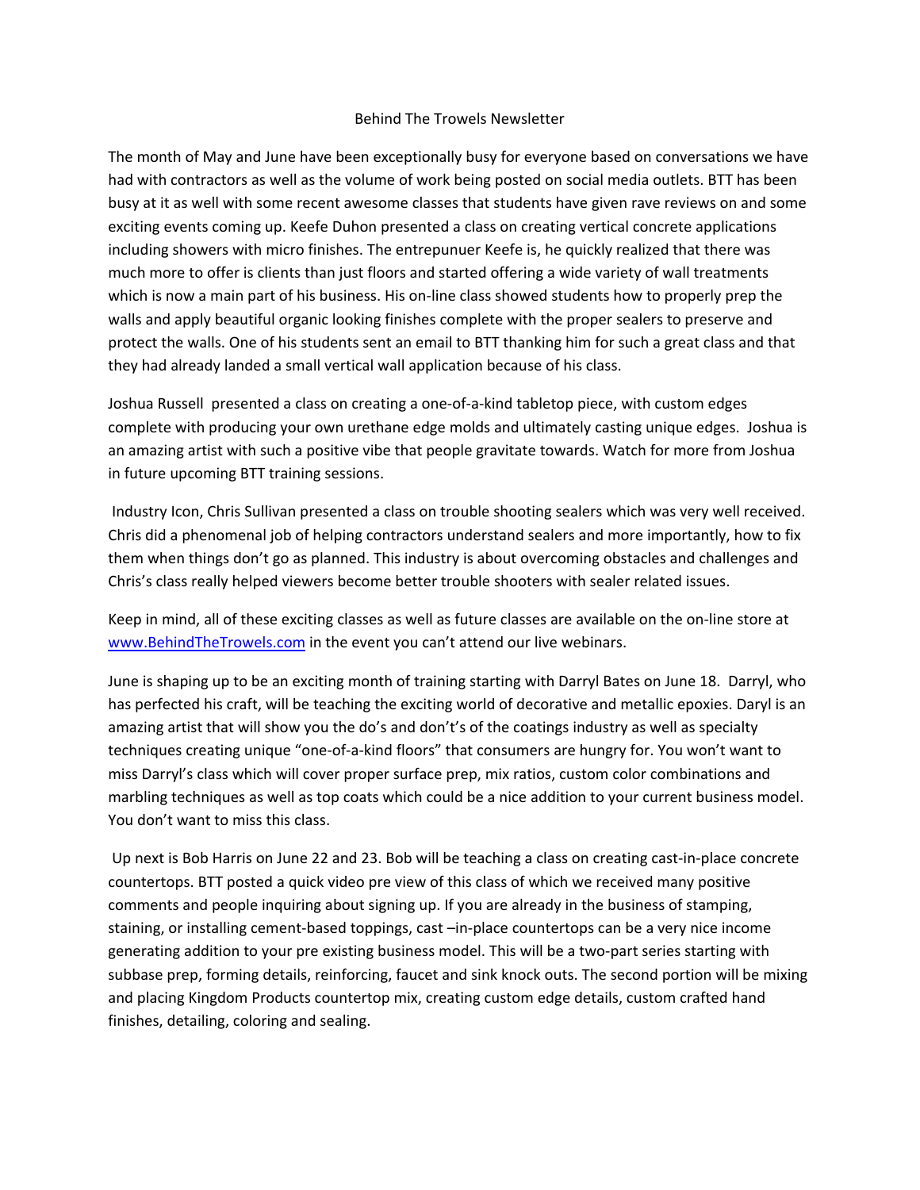# Behind The Trowels Newsletter

The month of May and June have been exceptionally busy for everyone based on conversations we have had with contractors as well as the volume of work being posted on social media outlets. BTT has been busy at it as well with some recent awesome classes that students have given rave reviews on and some exciting events coming up. Keefe Duhon presented a class on creating vertical concrete applications including showers with micro finishes. The entrepunuer Keefe is, he quickly realized that there was much more to offer is clients than just floors and started offering a wide variety of wall treatments which is now a main part of his business. His on-line class showed students how to properly prep the walls and apply beautiful organic looking finishes complete with the proper sealers to preserve and protect the walls. One of his students sent an email to BTT thanking him for such a great class and that they had already landed a small vertical wall application because of his class.

Joshua Russell presented a class on creating a one-of-a-kind tabletop piece, with custom edges complete with producing your own urethane edge molds and ultimately casting unique edges. Joshua is an amazing artist with such a positive vibe that people gravitate towards. Watch for more from Joshua in future upcoming BTT training sessions.

Industry Icon, Chris Sullivan presented a class on trouble shooting sealers which was very well received. Chris did a phenomenal job of helping contractors understand sealers and more importantly, how to fix them when things don't go as planned. This industry is about overcoming obstacles and challenges and Chris's class really helped viewers become better trouble shooters with sealer related issues.

Keep in mind, all of these exciting classes as well as future classes are available on the on-line store at [www.BehindTheTrowels.com](http://www.BehindTheTrowels.com) in the event you can't attend our live webinars.

June is shaping up to be an exciting month of training starting with Darryl Bates on June 18. Darryl, who has perfected his craft, will be teaching the exciting world of decorative and metallic epoxies. Daryl is an amazing artist that will show you the do's and don't's of the coatings industry as well as specialty techniques creating unique "one-of-a-kind floors" that consumers are hungry for. You won't want to miss Darryl's class which will cover proper surface prep, mix ratios, custom color combinations and marbling techniques as well as top coats which could be a nice addition to your current business model. You don't want to miss this class.

Up next is Bob Harris on June 22 and 23. Bob will be teaching a class on creating cast-in-place concrete countertops. BTT posted a quick video pre view of this class of which we received many positive comments and people inquiring about signing up. If you are already in the business of stamping, staining, or installing cement-based toppings, cast –in-place countertops can be a very nice income generating addition to your pre existing business model. This will be a two-part series starting with subbase prep, forming details, reinforcing, faucet and sink knock outs. The second portion will be mixing and placing Kingdom Products countertop mix, creating custom edge details, custom crafted hand finishes, detailing, coloring and sealing.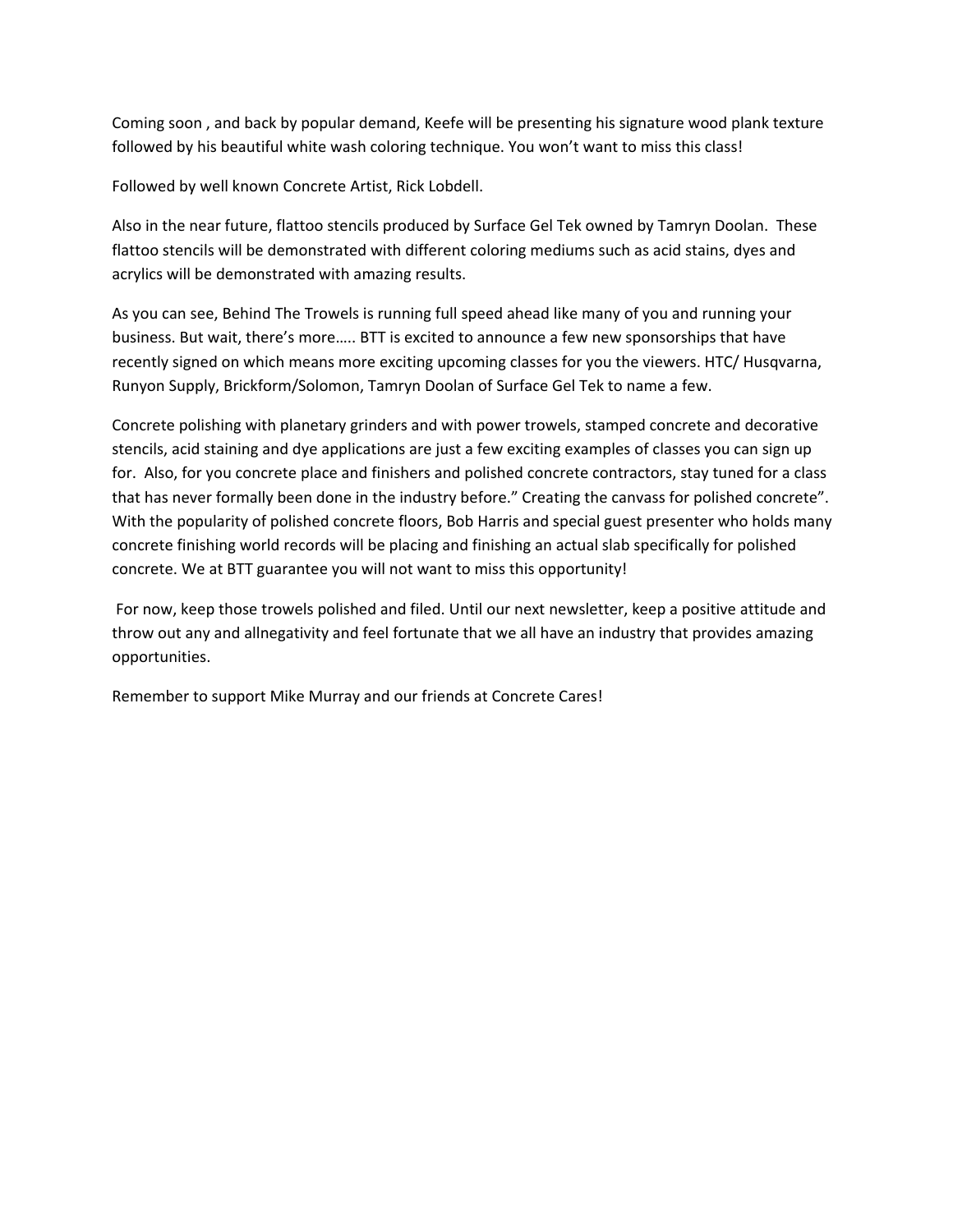Coming soon , and back by popular demand, Keefe will be presenting his signature wood plank texture followed by his beautiful white wash coloring technique. You won't want to miss this class!

Followed by well known Concrete Artist, Rick Lobdell.

Also in the near future, flattoo stencils produced by Surface Gel Tek owned by Tamryn Doolan. These flattoo stencils will be demonstrated with different coloring mediums such as acid stains, dyes and acrylics will be demonstrated with amazing results.

As you can see, Behind The Trowels is running full speed ahead like many of you and running your business. But wait, there's more….. BTT is excited to announce a few new sponsorships that have recently signed on which means more exciting upcoming classes for you the viewers. HTC/ Husqvarna, Runyon Supply, Brickform/Solomon, Tamryn Doolan of Surface Gel Tek to name a few.

Concrete polishing with planetary grinders and with power trowels, stamped concrete and decorative stencils, acid staining and dye applications are just a few exciting examples of classes you can sign up for. Also, for you concrete place and finishers and polished concrete contractors, stay tuned for a class that has never formally been done in the industry before." Creating the canvass for polished concrete". With the popularity of polished concrete floors, Bob Harris and special guest presenter who holds many concrete finishing world records will be placing and finishing an actual slab specifically for polished concrete. We at BTT guarantee you will not want to miss this opportunity!

For now, keep those trowels polished and filed. Until our next newsletter, keep a positive attitude and throw out any and allnegativity and feel fortunate that we all have an industry that provides amazing opportunities.

Remember to support Mike Murray and our friends at Concrete Cares!